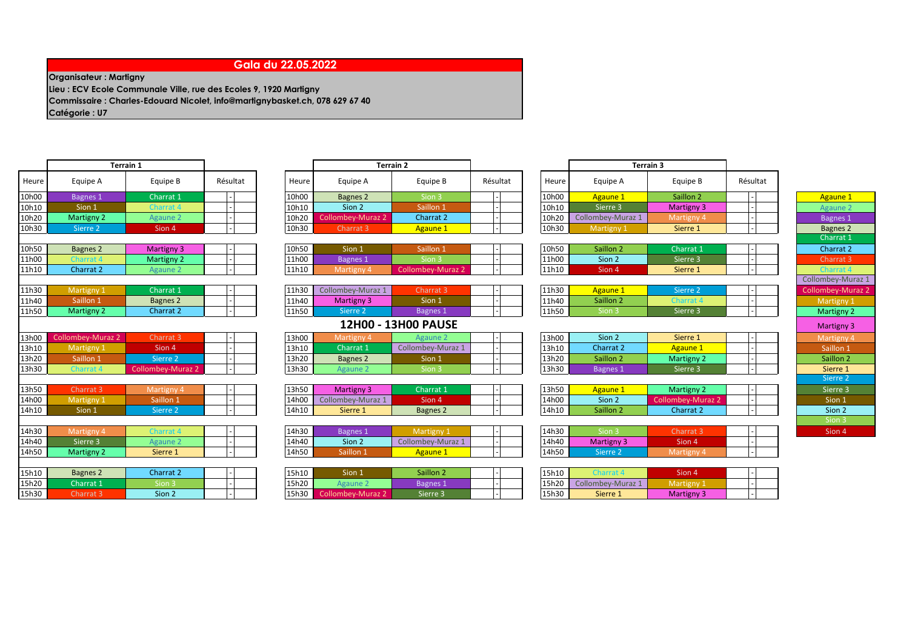# Gala du 22.05.2022

**Organisateur : Martigny**
**Lieu : ECV Ecole Communale Ville, rue des Ecoles 9, 1920 Martigny**
**Commissaire : Charles-Edouard Nicolet, info@martignybasket.ch, 078 629 67 40**
**Catégorie : U7**

## Terrain 1

| Heure | Equipe A | Equipe B | Résultat |
|---|---|---|---|
| 10h00 | Bagnes 1 | Charrat 1 | - |
| 10h10 | Sion 1 | Charrat 4 | - |
| 10h20 | Martigny 2 | Agaune 2 | - |
| 10h30 | Sierre 2 | Sion 4 | - |
| 10h50 | Bagnes 2 | Martigny 3 | - |
| 11h00 | Charrat 4 | Martigny 2 | - |
| 11h10 | Charrat 2 | Agaune 2 | - |
| 11h30 | Martigny 1 | Charrat 1 | - |
| 11h40 | Saillon 1 | Bagnes 2 | - |
| 11h50 | Martigny 2 | Charrat 2 | - |
| 13h00 | Collombey-Muraz 2 | Charrat 3 | - |
| 13h10 | Martigny 1 | Sion 4 | - |
| 13h20 | Saillon 1 | Sierre 2 | - |
| 13h30 | Charrat 4 | Collombey-Muraz 2 | - |
| 13h50 | Charrat 3 | Martigny 4 | - |
| 14h00 | Martigny 1 | Saillon 1 | - |
| 14h10 | Sion 1 | Sierre 2 | - |
| 14h30 | Martigny 4 | Charrat 4 | - |
| 14h40 | Sierre 3 | Agaune 2 | - |
| 14h50 | Martigny 2 | Sierre 1 | - |
| 15h10 | Bagnes 2 | Charrat 2 | - |
| 15h20 | Charrat 1 | Sion 3 | - |
| 15h30 | Charrat 3 | Sion 2 | - |

## Terrain 2

| Heure | Equipe A | Equipe B | Résultat |
|---|---|---|---|
| 10h00 | Bagnes 2 | Sion 3 | - |
| 10h10 | Sion 2 | Saillon 1 | - |
| 10h20 | Collombey-Muraz 2 | Charrat 2 | - |
| 10h30 | Charrat 3 | Agaune 1 | - |
| 10h50 | Sion 1 | Saillon 1 | - |
| 11h00 | Bagnes 1 | Sion 3 | - |
| 11h10 | Martigny 4 | Collombey-Muraz 2 | - |
| 11h30 | Collombey-Muraz 1 | Charrat 3 | - |
| 11h40 | Martigny 3 | Sion 1 | - |
| 11h50 | Sierre 2 | Bagnes 1 | - |
| 13h00 | Martigny 4 | Agaune 2 | - |
| 13h10 | Charrat 1 | Collombey-Muraz 1 | - |
| 13h20 | Bagnes 2 | Sion 1 | - |
| 13h30 | Agaune 2 | Sion 3 | - |
| 13h50 | Martigny 3 | Charrat 1 | - |
| 14h00 | Collombey-Muraz 1 | Sion 4 | - |
| 14h10 | Sierre 1 | Bagnes 2 | - |
| 14h30 | Bagnes 1 | Martigny 1 | - |
| 14h40 | Sion 2 | Collombey-Muraz 1 | - |
| 14h50 | Saillon 1 | Agaune 1 | - |
| 15h10 | Sion 1 | Saillon 2 | - |
| 15h20 | Agaune 2 | Bagnes 1 | - |
| 15h30 | Collombey-Muraz 2 | Sierre 3 | - |

**12H00 - 13H00 PAUSE**

## Terrain 3

| Heure | Equipe A | Equipe B | Résultat |
|---|---|---|---|
| 10h00 | Agaune 1 | Saillon 2 | - |
| 10h10 | Sierre 3 | Martigny 3 | - |
| 10h20 | Collombey-Muraz 1 | Martigny 4 | - |
| 10h30 | Martigny 1 | Sierre 1 | - |
| 10h50 | Saillon 2 | Charrat 1 | - |
| 11h00 | Sion 2 | Sierre 3 | - |
| 11h10 | Sion 4 | Sierre 1 | - |
| 11h30 | Agaune 1 | Sierre 2 | - |
| 11h40 | Saillon 2 | Charrat 4 | - |
| 11h50 | Sion 3 | Sierre 3 | - |
| 13h00 | Sion 2 | Sierre 1 | - |
| 13h10 | Charrat 2 | Agaune 1 | - |
| 13h20 | Saillon 2 | Martigny 2 | - |
| 13h30 | Bagnes 1 | Sierre 3 | - |
| 13h50 | Agaune 1 | Martigny 2 | - |
| 14h00 | Sion 2 | Collombey-Muraz 2 | - |
| 14h10 | Saillon 2 | Charrat 2 | - |
| 14h30 | Sion 3 | Charrat 3 | - |
| 14h40 | Martigny 3 | Sion 4 | - |
| 14h50 | Sierre 2 | Martigny 4 | - |
| 15h10 | Charrat 4 | Sion 4 | - |
| 15h20 | Collombey-Muraz 1 | Martigny 1 | - |
| 15h30 | Sierre 1 | Martigny 3 | - |

| Équipes |
|---|
| Agaune 1 |
| Agaune 2 |
| Bagnes 1 |
| Bagnes 2 |
| Charrat 1 |
| Charrat 2 |
| Charrat 3 |
| Charrat 4 |
| Collombey-Muraz 1 |
| Collombey-Muraz 2 |
| Martigny 1 |
| Martigny 2 |
| Martigny 3 |
| Martigny 4 |
| Saillon 1 |
| Saillon 2 |
| Sierre 1 |
| Sierre 2 |
| Sierre 3 |
| Sion 1 |
| Sion 2 |
| Sion 3 |
| Sion 4 |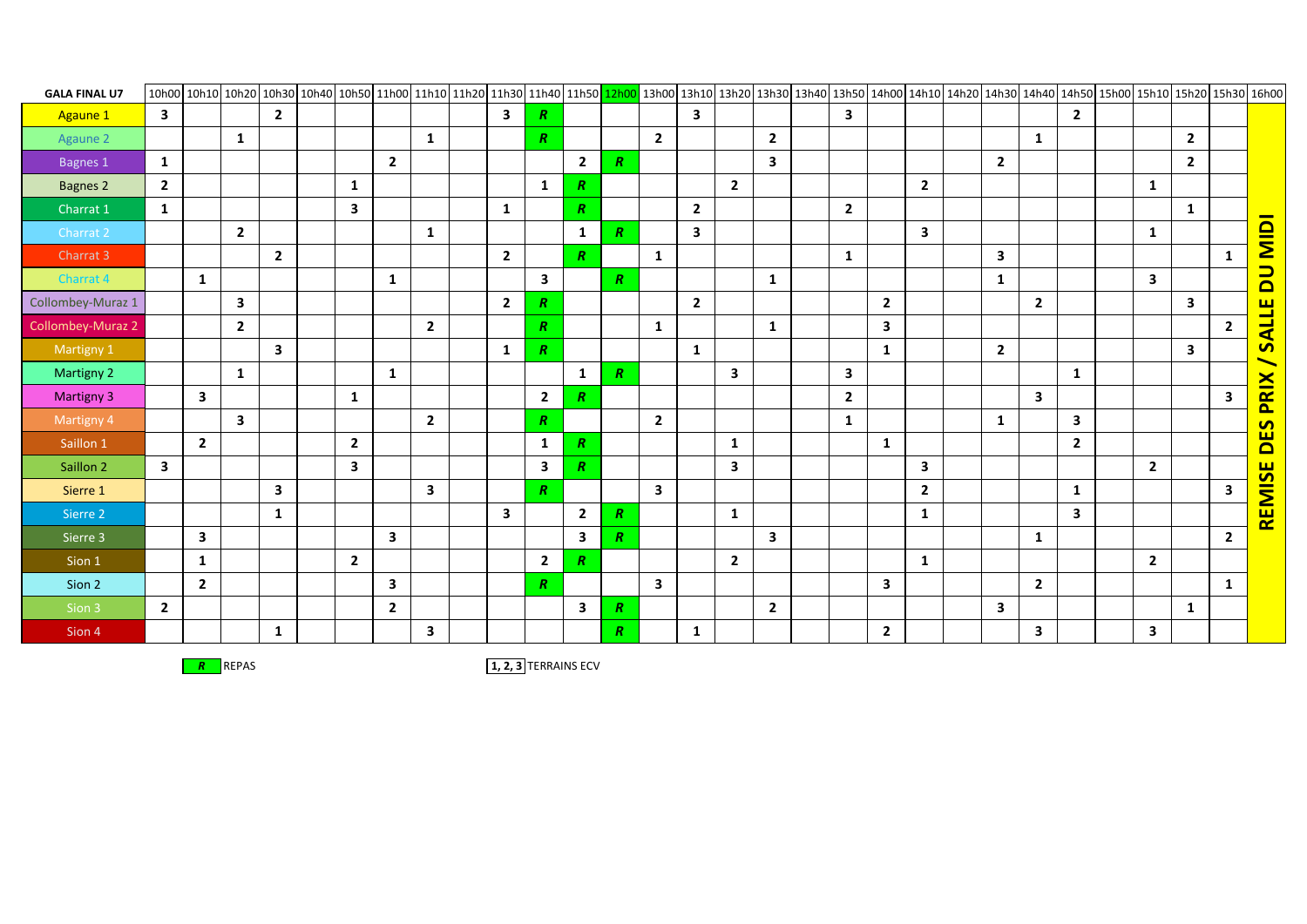| GALA FINAL U7 | 10h00 | 10h10 | 10h20 | 10h30 | 10h40 | 10h50 | 11h00 | 11h10 | 11h20 | 11h30 | 11h40 | 11h50 | 12h00 | 13h00 | 13h10 | 13h20 | 13h30 | 13h40 | 13h50 | 14h00 | 14h10 | 14h20 | 14h30 | 14h40 | 14h50 | 15h00 | 15h10 | 15h20 | 15h30 | 16h00 |
|---|---|---|---|---|---|---|---|---|---|---|---|---|---|---|---|---|---|---|---|---|---|---|---|---|---|---|---|---|---|---|
| Agaune 1 | 3 | | | 2 | | | | | | 3 | *R* | | | | 3 | | | | 3 | | | | | | 2 | | | | | REMISE DES PRIX / SALLE DU MIDI |
| Agaune 2 | | | 1 | | | | | 1 | | | *R* | | | 2 | | | 2 | | | | | | | 1 | | | | 2 | | |
| Bagnes 1 | 1 | | | | | | 2 | | | | | 2 | *R* | | | | 3 | | | | | | 2 | | | | | 2 | | |
| Bagnes 2 | 2 | | | | | 1 | | | | | 1 | *R* | | | | 2 | | | | | 2 | | | | | | 1 | | | |
| Charrat 1 | 1 | | | | | 3 | | | | 1 | | *R* | | | 2 | | | | 2 | | | | | | | | | 1 | | |
| Charrat 2 | | | 2 | | | | | 1 | | | | 1 | *R* | | 3 | | | | | | 3 | | | | | | 1 | | | |
| Charrat 3 | | | | 2 | | | | | | 2 | | *R* | | 1 | | | | | 1 | | | | 3 | | | | | | 1 | |
| Charrat 4 | | 1 | | | | | 1 | | | | 3 | | *R* | | | | 1 | | | | | | 1 | | | | 3 | | | |
| Collombey-Muraz 1 | | | 3 | | | | | | | 2 | *R* | | | | 2 | | | | | 2 | | | | 2 | | | | 3 | | |
| Collombey-Muraz 2 | | | 2 | | | | | 2 | | | *R* | | | 1 | | | 1 | | | 3 | | | | | | | | | 2 | |
| Martigny 1 | | | | 3 | | | | | | 1 | *R* | | | | 1 | | | | | 1 | | | 2 | | | | | 3 | | |
| Martigny 2 | | | 1 | | | | 1 | | | | | 1 | *R* | | | 3 | | | 3 | | | | | | 1 | | | | | |
| Martigny 3 | | 3 | | | | 1 | | | | | 2 | *R* | | | | | | | 2 | | | | | 3 | | | | | 3 | |
| Martigny 4 | | | 3 | | | | | 2 | | | *R* | | | 2 | | | | | 1 | | | | 1 | | 3 | | | | | |
| Saillon 1 | | 2 | | | | 2 | | | | | 1 | *R* | | | | 1 | | | | 1 | | | | | 2 | | | | | |
| Saillon 2 | 3 | | | | | 3 | | | | | 3 | *R* | | | | 3 | | | | | 3 | | | | | | 2 | | | |
| Sierre 1 | | | | 3 | | | | 3 | | | *R* | | | 3 | | | | | | | 2 | | | | 1 | | | | 3 | |
| Sierre 2 | | | | 1 | | | | | | 3 | | 2 | *R* | | | 1 | | | | | 1 | | | | 3 | | | | | |
| Sierre 3 | | 3 | | | | | 3 | | | | | 3 | *R* | | | | 3 | | | | | | | 1 | | | | | 2 | |
| Sion 1 | | 1 | | | | 2 | | | | | 2 | *R* | | | | 2 | | | | | 1 | | | | | | 2 | | | |
| Sion 2 | | 2 | | | | | 3 | | | | *R* | | | 3 | | | | | | 3 | | | | 2 | | | | | 1 | |
| Sion 3 | 2 | | | | | | 2 | | | | | 3 | *R* | | | | 2 | | | | | | 3 | | | | | 1 | | |
| Sion 4 | | | | 1 | | | | 3 | | | | | *R* | | 1 | | | | | 2 | | | | 3 | | | 3 | | | |

*R* REPAS

1, 2, 3 TERRAINS ECV